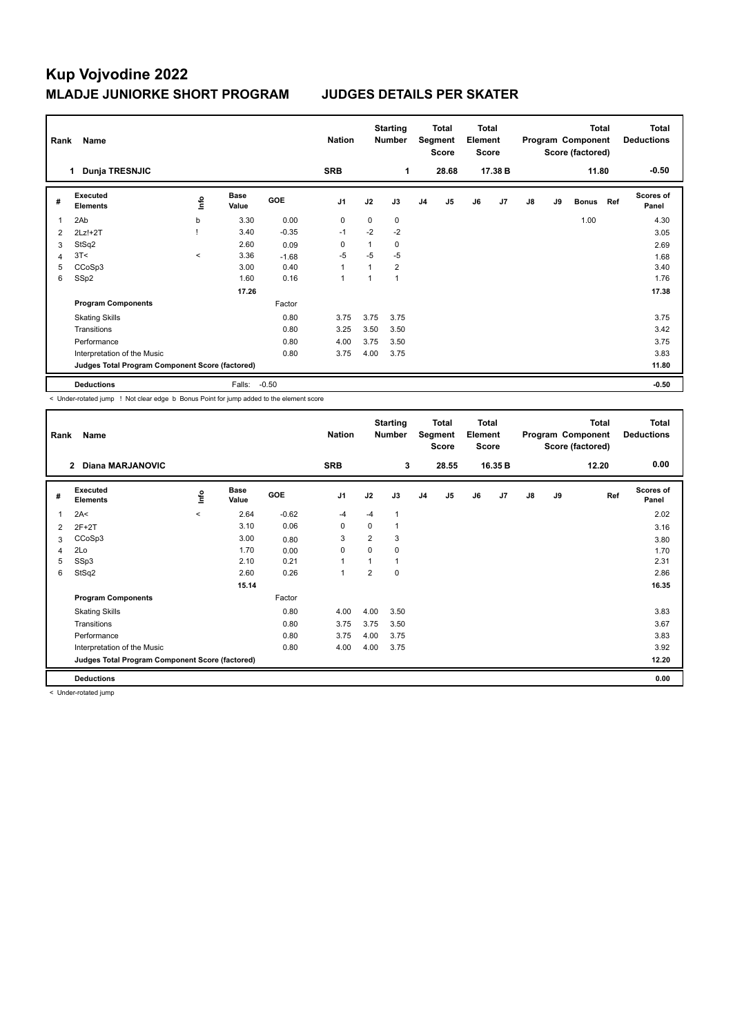# Kup Vojvodine 2022

## MLADJE JUNIORKE SHORT PROGRAM JUDGES DETAILS PER SKATER

| Rank | Name | Nation | Starting Number | Total Segment Score | Total Element Score | Total Program Component Score (factored) | Total Deductions |
|---|---|---|---|---|---|---|---|
| 1 | Dunja TRESNJIC | SRB | 1 | 28.68 | 17.38 B | 11.80 | -0.50 |

| # | Executed Elements | Info | Base Value | GOE | J1 | J2 | J3 | J4 | J5 | J6 | J7 | J8 | J9 | Bonus | Ref | Scores of Panel |
|---|---|---|---|---|---|---|---|---|---|---|---|---|---|---|---|---|
| 1 | 2Ab | b | 3.30 | 0.00 | 0 | 0 | 0 | | | | | | | 1.00 | | 4.30 |
| 2 | 2Lz!+2T | ! | 3.40 | -0.35 | -1 | -2 | -2 | | | | | | | | | 3.05 |
| 3 | StSq2 | | 2.60 | 0.09 | 0 | 1 | 0 | | | | | | | | | 2.69 |
| 4 | 3T< | < | 3.36 | -1.68 | -5 | -5 | -5 | | | | | | | | | 1.68 |
| 5 | CCoSp3 | | 3.00 | 0.40 | 1 | 1 | 2 | | | | | | | | | 3.40 |
| 6 | SSp2 | | 1.60 | 0.16 | 1 | 1 | 1 | | | | | | | | | 1.76 |
| | | | 17.26 | | | | | | | | | | | | | 17.38 |
| | **Program Components** | | | Factor | | | | | | | | | | | | |
| | Skating Skills | | | 0.80 | 3.75 | 3.75 | 3.75 | | | | | | | | | 3.75 |
| | Transitions | | | 0.80 | 3.25 | 3.50 | 3.50 | | | | | | | | | 3.42 |
| | Performance | | | 0.80 | 4.00 | 3.75 | 3.50 | | | | | | | | | 3.75 |
| | Interpretation of the Music | | | 0.80 | 3.75 | 4.00 | 3.75 | | | | | | | | | 3.83 |
| | **Judges Total Program Component Score (factored)** | | | | | | | | | | | | | | | 11.80 |
| | **Deductions** | | Falls: | -0.50 | | | | | | | | | | | | -0.50 |

< Under-rotated jump ! Not clear edge b Bonus Point for jump added to the element score

| Rank | Name | Nation | Starting Number | Total Segment Score | Total Element Score | Total Program Component Score (factored) | Total Deductions |
|---|---|---|---|---|---|---|---|
| 2 | Diana MARJANOVIC | SRB | 3 | 28.55 | 16.35 B | 12.20 | 0.00 |

| # | Executed Elements | Info | Base Value | GOE | J1 | J2 | J3 | J4 | J5 | J6 | J7 | J8 | J9 | Ref | Scores of Panel |
|---|---|---|---|---|---|---|---|---|---|---|---|---|---|---|---|
| 1 | 2A< | < | 2.64 | -0.62 | -4 | -4 | 1 | | | | | | | | 2.02 |
| 2 | 2F+2T | | 3.10 | 0.06 | 0 | 0 | 1 | | | | | | | | 3.16 |
| 3 | CCoSp3 | | 3.00 | 0.80 | 3 | 2 | 3 | | | | | | | | 3.80 |
| 4 | 2Lo | | 1.70 | 0.00 | 0 | 0 | 0 | | | | | | | | 1.70 |
| 5 | SSp3 | | 2.10 | 0.21 | 1 | 1 | 1 | | | | | | | | 2.31 |
| 6 | StSq2 | | 2.60 | 0.26 | 1 | 2 | 0 | | | | | | | | 2.86 |
| | | | 15.14 | | | | | | | | | | | | 16.35 |
| | **Program Components** | | | Factor | | | | | | | | | | | |
| | Skating Skills | | | 0.80 | 4.00 | 4.00 | 3.50 | | | | | | | | 3.83 |
| | Transitions | | | 0.80 | 3.75 | 3.75 | 3.50 | | | | | | | | 3.67 |
| | Performance | | | 0.80 | 3.75 | 4.00 | 3.75 | | | | | | | | 3.83 |
| | Interpretation of the Music | | | 0.80 | 4.00 | 4.00 | 3.75 | | | | | | | | 3.92 |
| | **Judges Total Program Component Score (factored)** | | | | | | | | | | | | | | 12.20 |
| | **Deductions** | | | | | | | | | | | | | | 0.00 |

< Under-rotated jump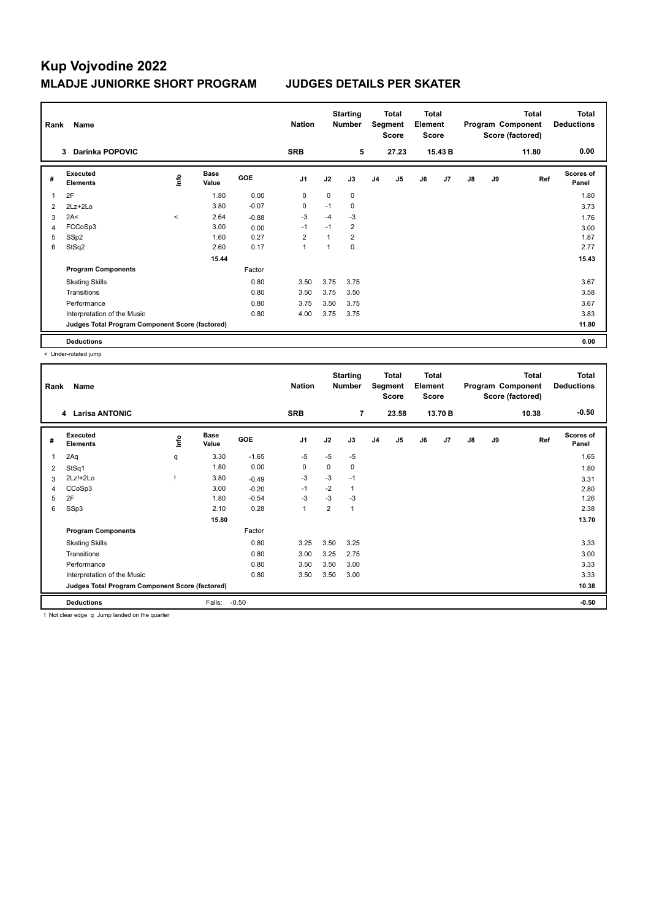# Kup Vojvodine 2022

## MLADJE JUNIORKE SHORT PROGRAM — JUDGES DETAILS PER SKATER

| Rank | Name | Nation | Starting Number | Total Segment Score | Total Element Score | Total Program Component Score (factored) | Total Deductions |
|---|---|---|---|---|---|---|---|
| 3 | Darinka POPOVIC | SRB | 5 | 27.23 | 15.43 B | 11.80 | 0.00 |

| # | Executed Elements | Info | Base Value | GOE | J1 | J2 | J3 | J4 | J5 | J6 | J7 | J8 | J9 | Ref | Scores of Panel |
|---|---|---|---|---|---|---|---|---|---|---|---|---|---|---|---|
| 1 | 2F | | 1.80 | 0.00 | 0 | 0 | 0 | | | | | | | | 1.80 |
| 2 | 2Lz+2Lo | | 3.80 | -0.07 | 0 | -1 | 0 | | | | | | | | 3.73 |
| 3 | 2A< | < | 2.64 | -0.88 | -3 | -4 | -3 | | | | | | | | 1.76 |
| 4 | FCCoSp3 | | 3.00 | 0.00 | -1 | -1 | 2 | | | | | | | | 3.00 |
| 5 | SSp2 | | 1.60 | 0.27 | 2 | 1 | 2 | | | | | | | | 1.87 |
| 6 | StSq2 | | 2.60 | 0.17 | 1 | 1 | 0 | | | | | | | | 2.77 |
| | | | 15.44 | | | | | | | | | | | | 15.43 |
| | **Program Components** | | | Factor | | | | | | | | | | | |
| | Skating Skills | | | 0.80 | 3.50 | 3.75 | 3.75 | | | | | | | | 3.67 |
| | Transitions | | | 0.80 | 3.50 | 3.75 | 3.50 | | | | | | | | 3.58 |
| | Performance | | | 0.80 | 3.75 | 3.50 | 3.75 | | | | | | | | 3.67 |
| | Interpretation of the Music | | | 0.80 | 4.00 | 3.75 | 3.75 | | | | | | | | 3.83 |
| | **Judges Total Program Component Score (factored)** | | | | | | | | | | | | | | 11.80 |
| | **Deductions** | | | | | | | | | | | | | | 0.00 |

< Under-rotated jump

| Rank | Name | Nation | Starting Number | Total Segment Score | Total Element Score | Total Program Component Score (factored) | Total Deductions |
|---|---|---|---|---|---|---|---|
| 4 | Larisa ANTONIC | SRB | 7 | 23.58 | 13.70 B | 10.38 | -0.50 |

| # | Executed Elements | Info | Base Value | GOE | J1 | J2 | J3 | J4 | J5 | J6 | J7 | J8 | J9 | Ref | Scores of Panel |
|---|---|---|---|---|---|---|---|---|---|---|---|---|---|---|---|
| 1 | 2Aq | q | 3.30 | -1.65 | -5 | -5 | -5 | | | | | | | | 1.65 |
| 2 | StSq1 | | 1.80 | 0.00 | 0 | 0 | 0 | | | | | | | | 1.80 |
| 3 | 2Lz!+2Lo | ! | 3.80 | -0.49 | -3 | -3 | -1 | | | | | | | | 3.31 |
| 4 | CCoSp3 | | 3.00 | -0.20 | -1 | -2 | 1 | | | | | | | | 2.80 |
| 5 | 2F | | 1.80 | -0.54 | -3 | -3 | -3 | | | | | | | | 1.26 |
| 6 | SSp3 | | 2.10 | 0.28 | 1 | 2 | 1 | | | | | | | | 2.38 |
| | | | 15.80 | | | | | | | | | | | | 13.70 |
| | **Program Components** | | | Factor | | | | | | | | | | | |
| | Skating Skills | | | 0.80 | 3.25 | 3.50 | 3.25 | | | | | | | | 3.33 |
| | Transitions | | | 0.80 | 3.00 | 3.25 | 2.75 | | | | | | | | 3.00 |
| | Performance | | | 0.80 | 3.50 | 3.50 | 3.00 | | | | | | | | 3.33 |
| | Interpretation of the Music | | | 0.80 | 3.50 | 3.50 | 3.00 | | | | | | | | 3.33 |
| | **Judges Total Program Component Score (factored)** | | | | | | | | | | | | | | 10.38 |
| | **Deductions** | | Falls: | -0.50 | | | | | | | | | | | -0.50 |

! Not clear edge q Jump landed on the quarter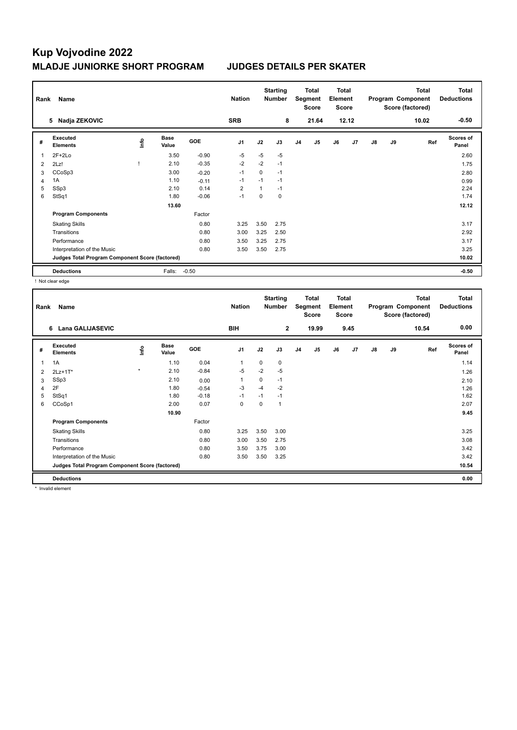# Kup Vojvodine 2022

## MLADJE JUNIORKE SHORT PROGRAM JUDGES DETAILS PER SKATER

| Rank | Name | Nation | Starting Number | Total Segment Score | Total Element Score | Total Program Component Score (factored) | Total Deductions |
|---|---|---|---|---|---|---|---|
| 5 | Nadja ZEKOVIC | SRB | 8 | 21.64 | 12.12 | 10.02 | -0.50 |

| # | Executed Elements | Info | Base Value | GOE | J1 | J2 | J3 | J4 | J5 | J6 | J7 | J8 | J9 | Ref | Scores of Panel |
|---|---|---|---|---|---|---|---|---|---|---|---|---|---|---|---|
| 1 | 2F+2Lo | | 3.50 | -0.90 | -5 | -5 | -5 | | | | | | | | 2.60 |
| 2 | 2Lz! | ! | 2.10 | -0.35 | -2 | -2 | -1 | | | | | | | | 1.75 |
| 3 | CCoSp3 | | 3.00 | -0.20 | -1 | 0 | -1 | | | | | | | | 2.80 |
| 4 | 1A | | 1.10 | -0.11 | -1 | -1 | -1 | | | | | | | | 0.99 |
| 5 | SSp3 | | 2.10 | 0.14 | 2 | 1 | -1 | | | | | | | | 2.24 |
| 6 | StSq1 | | 1.80 | -0.06 | -1 | 0 | 0 | | | | | | | | 1.74 |
| | | | 13.60 | | | | | | | | | | | | 12.12 |
| | **Program Components** | | | Factor | | | | | | | | | | | |
| | Skating Skills | | | 0.80 | 3.25 | 3.50 | 2.75 | | | | | | | | 3.17 |
| | Transitions | | | 0.80 | 3.00 | 3.25 | 2.50 | | | | | | | | 2.92 |
| | Performance | | | 0.80 | 3.50 | 3.25 | 2.75 | | | | | | | | 3.17 |
| | Interpretation of the Music | | | 0.80 | 3.50 | 3.50 | 2.75 | | | | | | | | 3.25 |
| | **Judges Total Program Component Score (factored)** | | | | | | | | | | | | | | 10.02 |
| | **Deductions** | | Falls: | -0.50 | | | | | | | | | | | -0.50 |

! Not clear edge

| Rank | Name | Nation | Starting Number | Total Segment Score | Total Element Score | Total Program Component Score (factored) | Total Deductions |
|---|---|---|---|---|---|---|---|
| 6 | Lana GALIJASEVIC | BIH | 2 | 19.99 | 9.45 | 10.54 | 0.00 |

| # | Executed Elements | Info | Base Value | GOE | J1 | J2 | J3 | J4 | J5 | J6 | J7 | J8 | J9 | Ref | Scores of Panel |
|---|---|---|---|---|---|---|---|---|---|---|---|---|---|---|---|
| 1 | 1A | | 1.10 | 0.04 | 1 | 0 | 0 | | | | | | | | 1.14 |
| 2 | 2Lz+1T* | * | 2.10 | -0.84 | -5 | -2 | -5 | | | | | | | | 1.26 |
| 3 | SSp3 | | 2.10 | 0.00 | 1 | 0 | -1 | | | | | | | | 2.10 |
| 4 | 2F | | 1.80 | -0.54 | -3 | -4 | -2 | | | | | | | | 1.26 |
| 5 | StSq1 | | 1.80 | -0.18 | -1 | -1 | -1 | | | | | | | | 1.62 |
| 6 | CCoSp1 | | 2.00 | 0.07 | 0 | 0 | 1 | | | | | | | | 2.07 |
| | | | 10.90 | | | | | | | | | | | | 9.45 |
| | **Program Components** | | | Factor | | | | | | | | | | | |
| | Skating Skills | | | 0.80 | 3.25 | 3.50 | 3.00 | | | | | | | | 3.25 |
| | Transitions | | | 0.80 | 3.00 | 3.50 | 2.75 | | | | | | | | 3.08 |
| | Performance | | | 0.80 | 3.50 | 3.75 | 3.00 | | | | | | | | 3.42 |
| | Interpretation of the Music | | | 0.80 | 3.50 | 3.50 | 3.25 | | | | | | | | 3.42 |
| | **Judges Total Program Component Score (factored)** | | | | | | | | | | | | | | 10.54 |
| | **Deductions** | | | | | | | | | | | | | | 0.00 |

* Invalid element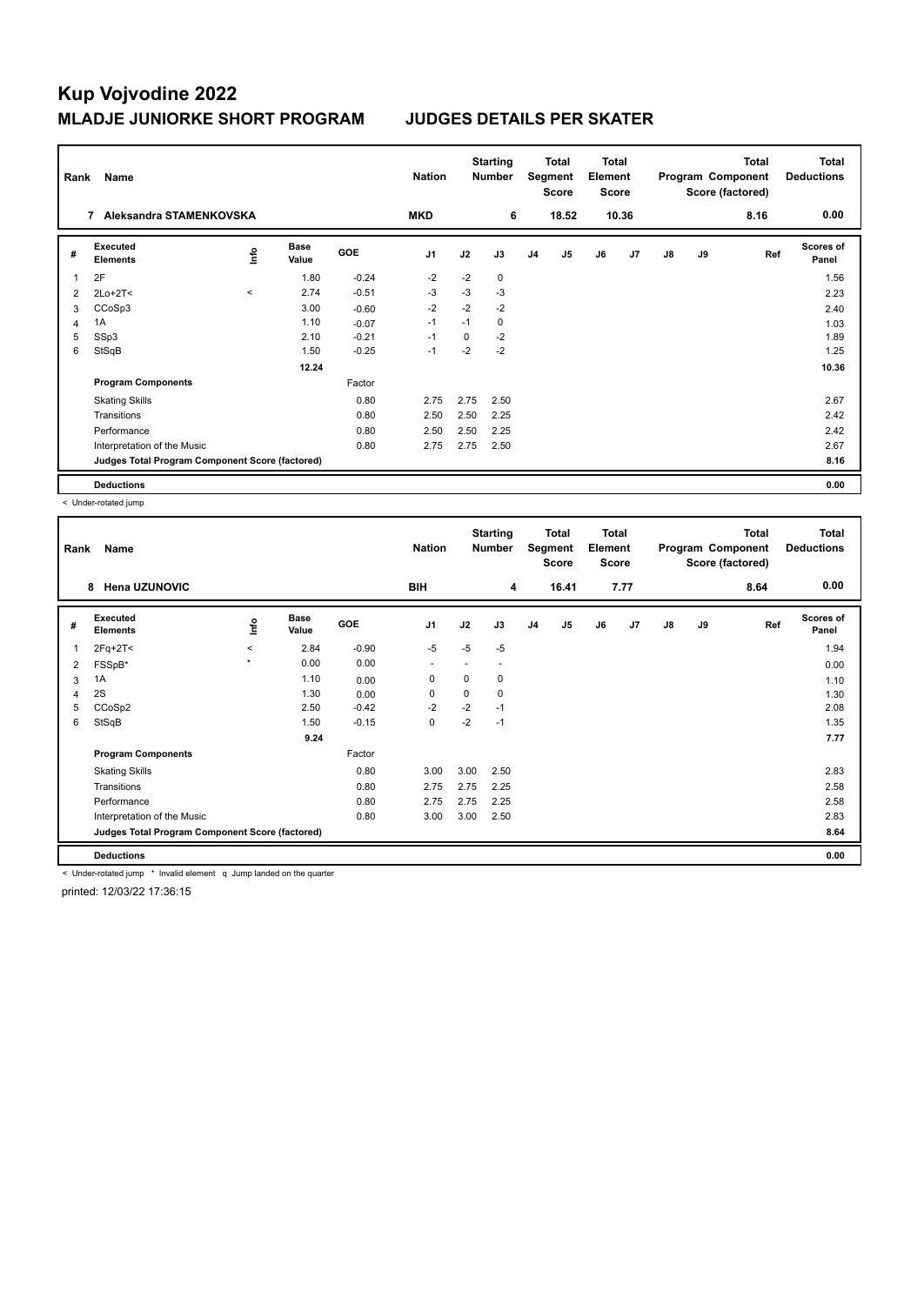# Kup Vojvodine 2022

## MLADJE JUNIORKE SHORT PROGRAM JUDGES DETAILS PER SKATER

| Rank | Name | | | | Nation | | Starting Number | | Total Segment Score | | Total Element Score | | | | Total Program Component Score (factored) | Total Deductions |
|---|---|---|---|---|---|---|---|---|---|---|---|---|---|---|---|---|
| 7 | Aleksandra STAMENKOVSKA | | | | MKD | | 6 | | 18.52 | | 10.36 | | | | 8.16 | 0.00 |

| # | Executed Elements | Info | Base Value | GOE | J1 | J2 | J3 | J4 | J5 | J6 | J7 | J8 | J9 | Ref | Scores of Panel |
|---|---|---|---|---|---|---|---|---|---|---|---|---|---|---|---|
| 1 | 2F | | 1.80 | -0.24 | -2 | -2 | 0 | | | | | | | | 1.56 |
| 2 | 2Lo+2T< | < | 2.74 | -0.51 | -3 | -3 | -3 | | | | | | | | 2.23 |
| 3 | CCoSp3 | | 3.00 | -0.60 | -2 | -2 | -2 | | | | | | | | 2.40 |
| 4 | 1A | | 1.10 | -0.07 | -1 | -1 | 0 | | | | | | | | 1.03 |
| 5 | SSp3 | | 2.10 | -0.21 | -1 | 0 | -2 | | | | | | | | 1.89 |
| 6 | StSqB | | 1.50 | -0.25 | -1 | -2 | -2 | | | | | | | | 1.25 |
| | | | 12.24 | | | | | | | | | | | | 10.36 |
| | Program Components | | | Factor | | | | | | | | | | | |
| | Skating Skills | | | 0.80 | 2.75 | 2.75 | 2.50 | | | | | | | | 2.67 |
| | Transitions | | | 0.80 | 2.50 | 2.50 | 2.25 | | | | | | | | 2.42 |
| | Performance | | | 0.80 | 2.50 | 2.50 | 2.25 | | | | | | | | 2.42 |
| | Interpretation of the Music | | | 0.80 | 2.75 | 2.75 | 2.50 | | | | | | | | 2.67 |
| | Judges Total Program Component Score (factored) | | | | | | | | | | | | | | 8.16 |
| | Deductions | | | | | | | | | | | | | | 0.00 |

< Under-rotated jump

| Rank | Name | | | | Nation | | Starting Number | | Total Segment Score | | Total Element Score | | | | Total Program Component Score (factored) | Total Deductions |
|---|---|---|---|---|---|---|---|---|---|---|---|---|---|---|---|---|
| 8 | Hena UZUNOVIC | | | | BIH | | 4 | | 16.41 | | 7.77 | | | | 8.64 | 0.00 |

| # | Executed Elements | Info | Base Value | GOE | J1 | J2 | J3 | J4 | J5 | J6 | J7 | J8 | J9 | Ref | Scores of Panel |
|---|---|---|---|---|---|---|---|---|---|---|---|---|---|---|---|
| 1 | 2Fq+2T< | < | 2.84 | -0.90 | -5 | -5 | -5 | | | | | | | | 1.94 |
| 2 | FSSpB* | * | 0.00 | 0.00 | - | - | - | | | | | | | | 0.00 |
| 3 | 1A | | 1.10 | 0.00 | 0 | 0 | 0 | | | | | | | | 1.10 |
| 4 | 2S | | 1.30 | 0.00 | 0 | 0 | 0 | | | | | | | | 1.30 |
| 5 | CCoSp2 | | 2.50 | -0.42 | -2 | -2 | -1 | | | | | | | | 2.08 |
| 6 | StSqB | | 1.50 | -0.15 | 0 | -2 | -1 | | | | | | | | 1.35 |
| | | | 9.24 | | | | | | | | | | | | 7.77 |
| | Program Components | | | Factor | | | | | | | | | | | |
| | Skating Skills | | | 0.80 | 3.00 | 3.00 | 2.50 | | | | | | | | 2.83 |
| | Transitions | | | 0.80 | 2.75 | 2.75 | 2.25 | | | | | | | | 2.58 |
| | Performance | | | 0.80 | 2.75 | 2.75 | 2.25 | | | | | | | | 2.58 |
| | Interpretation of the Music | | | 0.80 | 3.00 | 3.00 | 2.50 | | | | | | | | 2.83 |
| | Judges Total Program Component Score (factored) | | | | | | | | | | | | | | 8.64 |
| | Deductions | | | | | | | | | | | | | | 0.00 |

< Under-rotated jump * Invalid element q Jump landed on the quarter

printed: 12/03/22 17:36:15